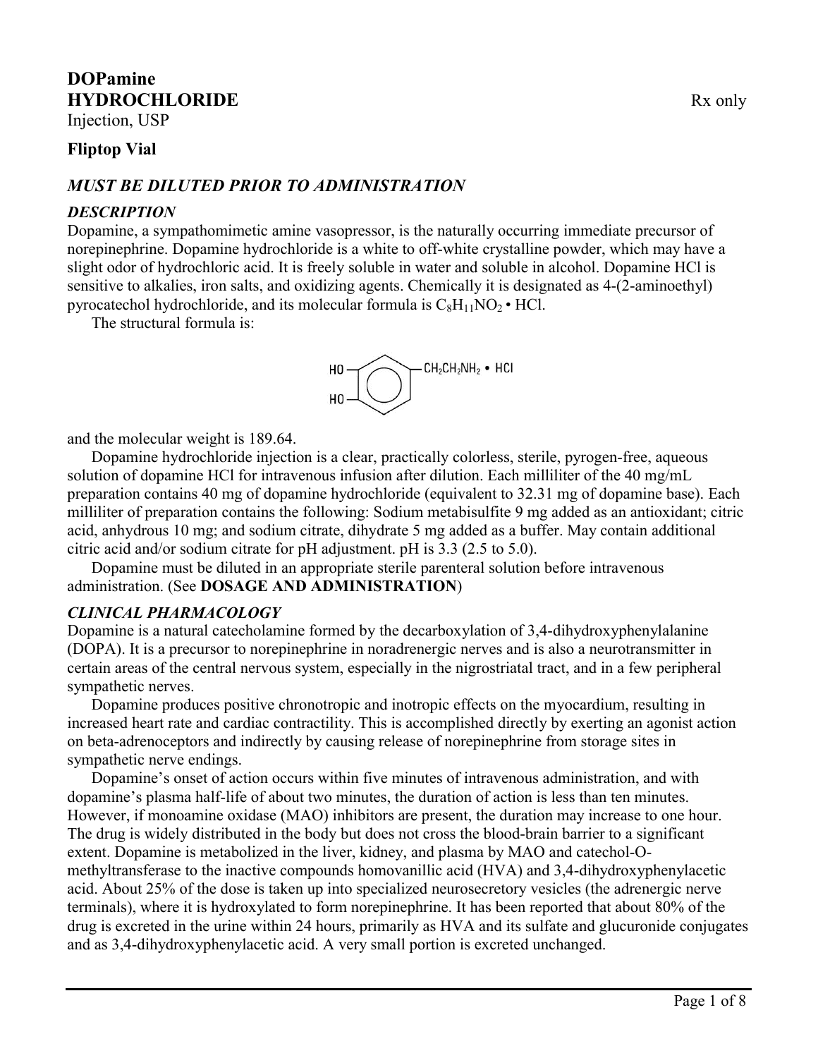# DOPamine HYDROCHLORIDE

Rx only

Injection, USP

**Fliptop Vial**

## *MUST BE DILUTED PRIOR TO ADMINISTRATION*

## *DESCRIPTION*

Dopamine, a sympathomimetic amine vasopressor, is the naturally occurring immediate precursor of norepinephrine. Dopamine hydrochloride is a white to off-white crystalline powder, which may have a slight odor of hydrochloric acid. It is freely soluble in water and soluble in alcohol. Dopamine HCl is sensitive to alkalies, iron salts, and oxidizing agents. Chemically it is designated as 4-(2-aminoethyl) pyrocatechol hydrochloride, and its molecular formula is $C_8H_{11}NO_2 \cdot HCl$.

The structural formula is:

$$\text{HO, HO-substituted benzene ring} - CH_2CH_2NH_2 \cdot HCl$$

and the molecular weight is 189.64.

Dopamine hydrochloride injection is a clear, practically colorless, sterile, pyrogen-free, aqueous solution of dopamine HCl for intravenous infusion after dilution. Each milliliter of the 40 mg/mL preparation contains 40 mg of dopamine hydrochloride (equivalent to 32.31 mg of dopamine base). Each milliliter of preparation contains the following: Sodium metabisulfite 9 mg added as an antioxidant; citric acid, anhydrous 10 mg; and sodium citrate, dihydrate 5 mg added as a buffer. May contain additional citric acid and/or sodium citrate for pH adjustment. pH is 3.3 (2.5 to 5.0).

Dopamine must be diluted in an appropriate sterile parenteral solution before intravenous administration. (See **DOSAGE AND ADMINISTRATION**)

## *CLINICAL PHARMACOLOGY*

Dopamine is a natural catecholamine formed by the decarboxylation of 3,4-dihydroxyphenylalanine (DOPA). It is a precursor to norepinephrine in noradrenergic nerves and is also a neurotransmitter in certain areas of the central nervous system, especially in the nigrostriatal tract, and in a few peripheral sympathetic nerves.

Dopamine produces positive chronotropic and inotropic effects on the myocardium, resulting in increased heart rate and cardiac contractility. This is accomplished directly by exerting an agonist action on beta-adrenoceptors and indirectly by causing release of norepinephrine from storage sites in sympathetic nerve endings.

Dopamine's onset of action occurs within five minutes of intravenous administration, and with dopamine's plasma half-life of about two minutes, the duration of action is less than ten minutes. However, if monoamine oxidase (MAO) inhibitors are present, the duration may increase to one hour. The drug is widely distributed in the body but does not cross the blood-brain barrier to a significant extent. Dopamine is metabolized in the liver, kidney, and plasma by MAO and catechol-O-methyltransferase to the inactive compounds homovanillic acid (HVA) and 3,4-dihydroxyphenylacetic acid. About 25% of the dose is taken up into specialized neurosecretory vesicles (the adrenergic nerve terminals), where it is hydroxylated to form norepinephrine. It has been reported that about 80% of the drug is excreted in the urine within 24 hours, primarily as HVA and its sulfate and glucuronide conjugates and as 3,4-dihydroxyphenylacetic acid. A very small portion is excreted unchanged.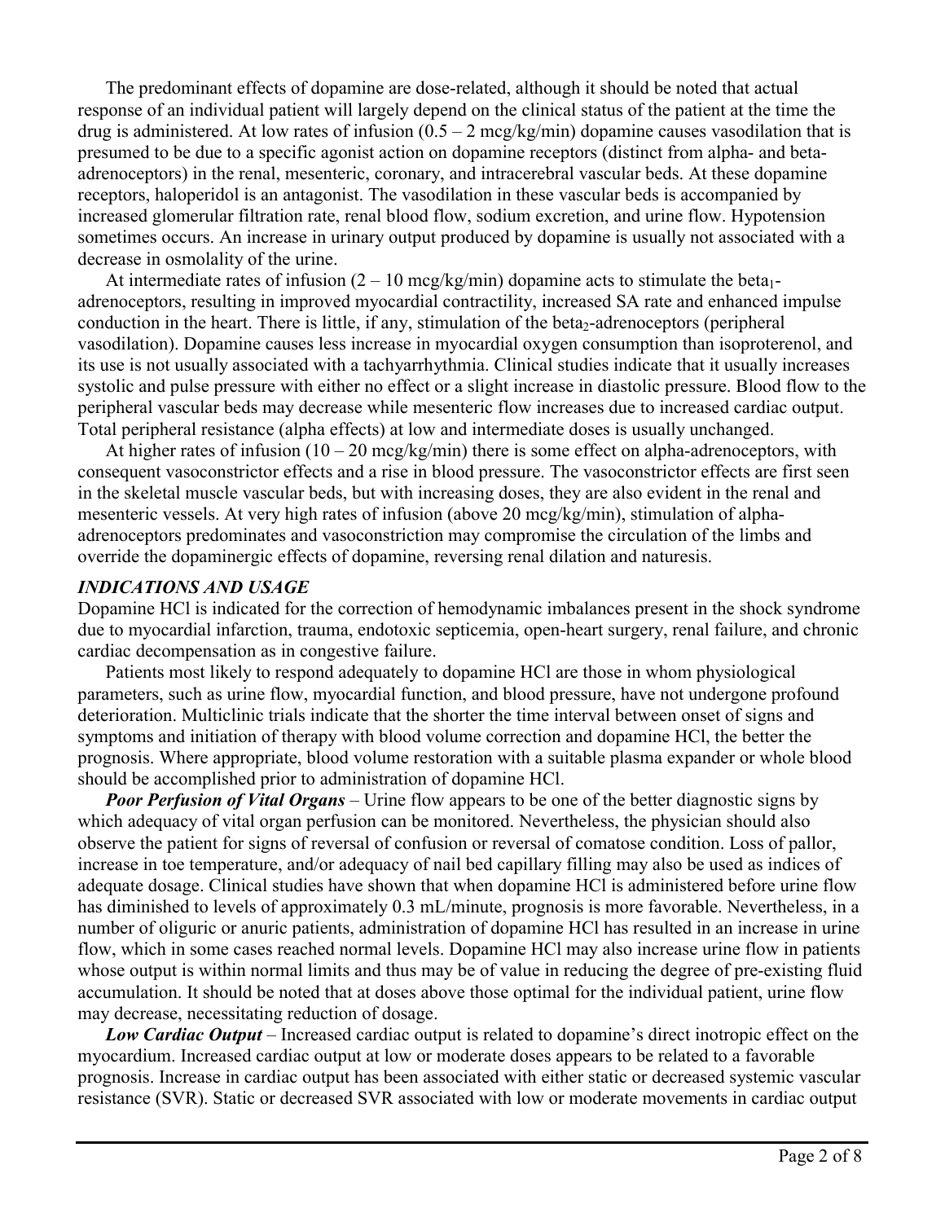The predominant effects of dopamine are dose-related, although it should be noted that actual response of an individual patient will largely depend on the clinical status of the patient at the time the drug is administered. At low rates of infusion (0.5 – 2 mcg/kg/min) dopamine causes vasodilation that is presumed to be due to a specific agonist action on dopamine receptors (distinct from alpha- and beta-adrenoceptors) in the renal, mesenteric, coronary, and intracerebral vascular beds. At these dopamine receptors, haloperidol is an antagonist. The vasodilation in these vascular beds is accompanied by increased glomerular filtration rate, renal blood flow, sodium excretion, and urine flow. Hypotension sometimes occurs. An increase in urinary output produced by dopamine is usually not associated with a decrease in osmolality of the urine.

At intermediate rates of infusion (2 – 10 mcg/kg/min) dopamine acts to stimulate the $beta_1$-adrenoceptors, resulting in improved myocardial contractility, increased SA rate and enhanced impulse conduction in the heart. There is little, if any, stimulation of the $beta_2$-adrenoceptors (peripheral vasodilation). Dopamine causes less increase in myocardial oxygen consumption than isoproterenol, and its use is not usually associated with a tachyarrhythmia. Clinical studies indicate that it usually increases systolic and pulse pressure with either no effect or a slight increase in diastolic pressure. Blood flow to the peripheral vascular beds may decrease while mesenteric flow increases due to increased cardiac output. Total peripheral resistance (alpha effects) at low and intermediate doses is usually unchanged.

At higher rates of infusion (10 – 20 mcg/kg/min) there is some effect on alpha-adrenoceptors, with consequent vasoconstrictor effects and a rise in blood pressure. The vasoconstrictor effects are first seen in the skeletal muscle vascular beds, but with increasing doses, they are also evident in the renal and mesenteric vessels. At very high rates of infusion (above 20 mcg/kg/min), stimulation of alpha-adrenoceptors predominates and vasoconstriction may compromise the circulation of the limbs and override the dopaminergic effects of dopamine, reversing renal dilation and naturesis.

## *INDICATIONS AND USAGE*

Dopamine HCl is indicated for the correction of hemodynamic imbalances present in the shock syndrome due to myocardial infarction, trauma, endotoxic septicemia, open-heart surgery, renal failure, and chronic cardiac decompensation as in congestive failure.

Patients most likely to respond adequately to dopamine HCl are those in whom physiological parameters, such as urine flow, myocardial function, and blood pressure, have not undergone profound deterioration. Multiclinic trials indicate that the shorter the time interval between onset of signs and symptoms and initiation of therapy with blood volume correction and dopamine HCl, the better the prognosis. Where appropriate, blood volume restoration with a suitable plasma expander or whole blood should be accomplished prior to administration of dopamine HCl.

***Poor Perfusion of Vital Organs*** – Urine flow appears to be one of the better diagnostic signs by which adequacy of vital organ perfusion can be monitored. Nevertheless, the physician should also observe the patient for signs of reversal of confusion or reversal of comatose condition. Loss of pallor, increase in toe temperature, and/or adequacy of nail bed capillary filling may also be used as indices of adequate dosage. Clinical studies have shown that when dopamine HCl is administered before urine flow has diminished to levels of approximately 0.3 mL/minute, prognosis is more favorable. Nevertheless, in a number of oliguric or anuric patients, administration of dopamine HCl has resulted in an increase in urine flow, which in some cases reached normal levels. Dopamine HCl may also increase urine flow in patients whose output is within normal limits and thus may be of value in reducing the degree of pre-existing fluid accumulation. It should be noted that at doses above those optimal for the individual patient, urine flow may decrease, necessitating reduction of dosage.

***Low Cardiac Output*** – Increased cardiac output is related to dopamine's direct inotropic effect on the myocardium. Increased cardiac output at low or moderate doses appears to be related to a favorable prognosis. Increase in cardiac output has been associated with either static or decreased systemic vascular resistance (SVR). Static or decreased SVR associated with low or moderate movements in cardiac output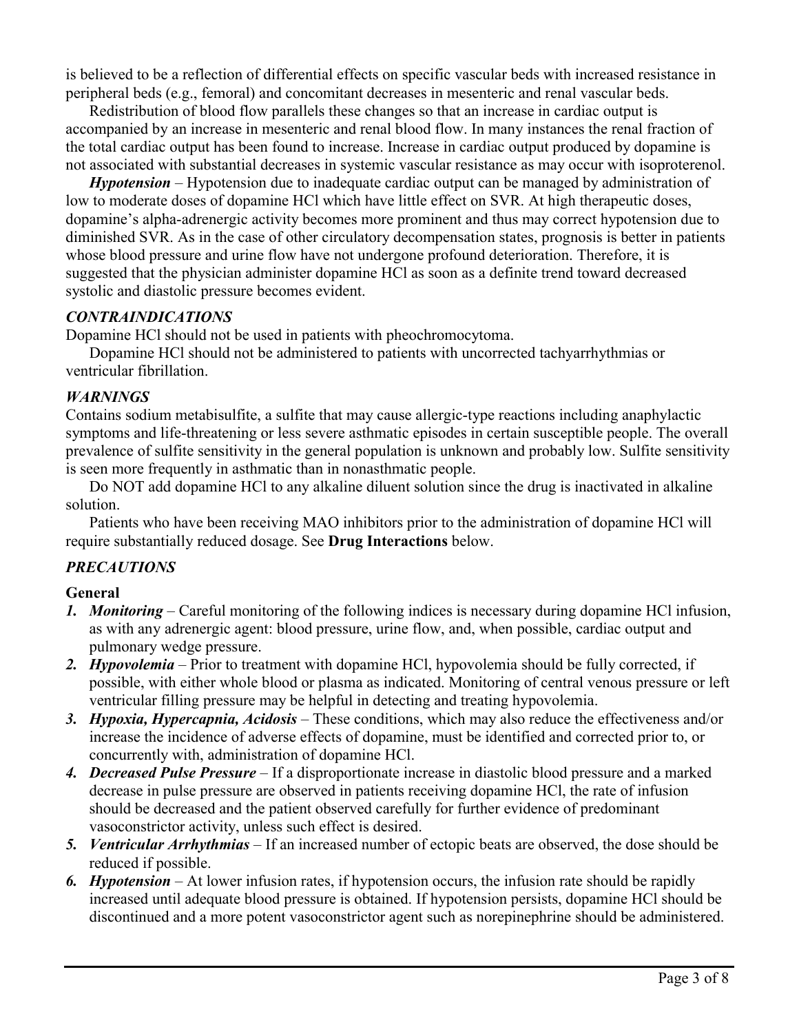is believed to be a reflection of differential effects on specific vascular beds with increased resistance in peripheral beds (e.g., femoral) and concomitant decreases in mesenteric and renal vascular beds.

Redistribution of blood flow parallels these changes so that an increase in cardiac output is accompanied by an increase in mesenteric and renal blood flow. In many instances the renal fraction of the total cardiac output has been found to increase. Increase in cardiac output produced by dopamine is not associated with substantial decreases in systemic vascular resistance as may occur with isoproterenol.

***Hypotension*** – Hypotension due to inadequate cardiac output can be managed by administration of low to moderate doses of dopamine HCl which have little effect on SVR. At high therapeutic doses, dopamine's alpha-adrenergic activity becomes more prominent and thus may correct hypotension due to diminished SVR. As in the case of other circulatory decompensation states, prognosis is better in patients whose blood pressure and urine flow have not undergone profound deterioration. Therefore, it is suggested that the physician administer dopamine HCl as soon as a definite trend toward decreased systolic and diastolic pressure becomes evident.

## *CONTRAINDICATIONS*

Dopamine HCl should not be used in patients with pheochromocytoma.

Dopamine HCl should not be administered to patients with uncorrected tachyarrhythmias or ventricular fibrillation.

## *WARNINGS*

Contains sodium metabisulfite, a sulfite that may cause allergic-type reactions including anaphylactic symptoms and life-threatening or less severe asthmatic episodes in certain susceptible people. The overall prevalence of sulfite sensitivity in the general population is unknown and probably low. Sulfite sensitivity is seen more frequently in asthmatic than in nonasthmatic people.

Do NOT add dopamine HCl to any alkaline diluent solution since the drug is inactivated in alkaline solution.

Patients who have been receiving MAO inhibitors prior to the administration of dopamine HCl will require substantially reduced dosage. See **Drug Interactions** below.

## *PRECAUTIONS*

### General

1. ***Monitoring*** – Careful monitoring of the following indices is necessary during dopamine HCl infusion, as with any adrenergic agent: blood pressure, urine flow, and, when possible, cardiac output and pulmonary wedge pressure.
2. ***Hypovolemia*** – Prior to treatment with dopamine HCl, hypovolemia should be fully corrected, if possible, with either whole blood or plasma as indicated. Monitoring of central venous pressure or left ventricular filling pressure may be helpful in detecting and treating hypovolemia.
3. ***Hypoxia, Hypercapnia, Acidosis*** – These conditions, which may also reduce the effectiveness and/or increase the incidence of adverse effects of dopamine, must be identified and corrected prior to, or concurrently with, administration of dopamine HCl.
4. ***Decreased Pulse Pressure*** – If a disproportionate increase in diastolic blood pressure and a marked decrease in pulse pressure are observed in patients receiving dopamine HCl, the rate of infusion should be decreased and the patient observed carefully for further evidence of predominant vasoconstrictor activity, unless such effect is desired.
5. ***Ventricular Arrhythmias*** – If an increased number of ectopic beats are observed, the dose should be reduced if possible.
6. ***Hypotension*** – At lower infusion rates, if hypotension occurs, the infusion rate should be rapidly increased until adequate blood pressure is obtained. If hypotension persists, dopamine HCl should be discontinued and a more potent vasoconstrictor agent such as norepinephrine should be administered.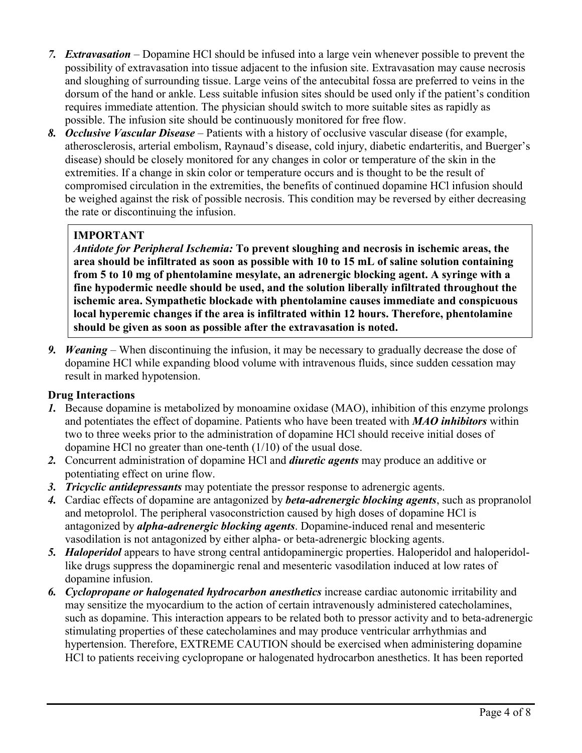7. ***Extravasation*** – Dopamine HCl should be infused into a large vein whenever possible to prevent the possibility of extravasation into tissue adjacent to the infusion site. Extravasation may cause necrosis and sloughing of surrounding tissue. Large veins of the antecubital fossa are preferred to veins in the dorsum of the hand or ankle. Less suitable infusion sites should be used only if the patient's condition requires immediate attention. The physician should switch to more suitable sites as rapidly as possible. The infusion site should be continuously monitored for free flow.
8. ***Occlusive Vascular Disease*** – Patients with a history of occlusive vascular disease (for example, atherosclerosis, arterial embolism, Raynaud's disease, cold injury, diabetic endarteritis, and Buerger's disease) should be closely monitored for any changes in color or temperature of the skin in the extremities. If a change in skin color or temperature occurs and is thought to be the result of compromised circulation in the extremities, the benefits of continued dopamine HCl infusion should be weighed against the risk of possible necrosis. This condition may be reversed by either decreasing the rate or discontinuing the infusion.

> **IMPORTANT**
>
> *Antidote for Peripheral Ischemia:* **To prevent sloughing and necrosis in ischemic areas, the area should be infiltrated as soon as possible with 10 to 15 mL of saline solution containing from 5 to 10 mg of phentolamine mesylate, an adrenergic blocking agent. A syringe with a fine hypodermic needle should be used, and the solution liberally infiltrated throughout the ischemic area. Sympathetic blockade with phentolamine causes immediate and conspicuous local hyperemic changes if the area is infiltrated within 12 hours. Therefore, phentolamine should be given as soon as possible after the extravasation is noted.**

9. ***Weaning*** – When discontinuing the infusion, it may be necessary to gradually decrease the dose of dopamine HCl while expanding blood volume with intravenous fluids, since sudden cessation may result in marked hypotension.

**Drug Interactions**

1. Because dopamine is metabolized by monoamine oxidase (MAO), inhibition of this enzyme prolongs and potentiates the effect of dopamine. Patients who have been treated with ***MAO inhibitors*** within two to three weeks prior to the administration of dopamine HCl should receive initial doses of dopamine HCl no greater than one-tenth (1/10) of the usual dose.
2. Concurrent administration of dopamine HCl and ***diuretic agents*** may produce an additive or potentiating effect on urine flow.
3. ***Tricyclic antidepressants*** may potentiate the pressor response to adrenergic agents.
4. Cardiac effects of dopamine are antagonized by ***beta-adrenergic blocking agents***, such as propranolol and metoprolol. The peripheral vasoconstriction caused by high doses of dopamine HCl is antagonized by ***alpha-adrenergic blocking agents***. Dopamine-induced renal and mesenteric vasodilation is not antagonized by either alpha- or beta-adrenergic blocking agents.
5. ***Haloperidol*** appears to have strong central antidopaminergic properties. Haloperidol and haloperidol-like drugs suppress the dopaminergic renal and mesenteric vasodilation induced at low rates of dopamine infusion.
6. ***Cyclopropane or halogenated hydrocarbon anesthetics*** increase cardiac autonomic irritability and may sensitize the myocardium to the action of certain intravenously administered catecholamines, such as dopamine. This interaction appears to be related both to pressor activity and to beta-adrenergic stimulating properties of these catecholamines and may produce ventricular arrhythmias and hypertension. Therefore, EXTREME CAUTION should be exercised when administering dopamine HCl to patients receiving cyclopropane or halogenated hydrocarbon anesthetics. It has been reported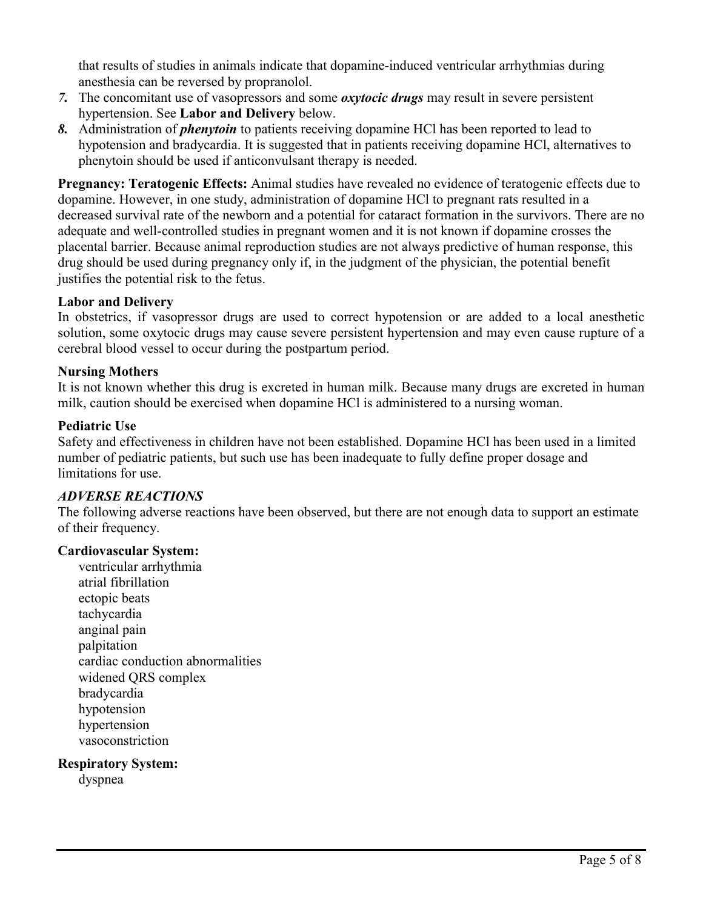that results of studies in animals indicate that dopamine-induced ventricular arrhythmias during anesthesia can be reversed by propranolol.

7. The concomitant use of vasopressors and some ***oxytocic drugs*** may result in severe persistent hypertension. See **Labor and Delivery** below.
8. Administration of ***phenytoin*** to patients receiving dopamine HCl has been reported to lead to hypotension and bradycardia. It is suggested that in patients receiving dopamine HCl, alternatives to phenytoin should be used if anticonvulsant therapy is needed.

**Pregnancy: Teratogenic Effects:** Animal studies have revealed no evidence of teratogenic effects due to dopamine. However, in one study, administration of dopamine HCl to pregnant rats resulted in a decreased survival rate of the newborn and a potential for cataract formation in the survivors. There are no adequate and well-controlled studies in pregnant women and it is not known if dopamine crosses the placental barrier. Because animal reproduction studies are not always predictive of human response, this drug should be used during pregnancy only if, in the judgment of the physician, the potential benefit justifies the potential risk to the fetus.

**Labor and Delivery**

In obstetrics, if vasopressor drugs are used to correct hypotension or are added to a local anesthetic solution, some oxytocic drugs may cause severe persistent hypertension and may even cause rupture of a cerebral blood vessel to occur during the postpartum period.

**Nursing Mothers**

It is not known whether this drug is excreted in human milk. Because many drugs are excreted in human milk, caution should be exercised when dopamine HCl is administered to a nursing woman.

**Pediatric Use**

Safety and effectiveness in children have not been established. Dopamine HCl has been used in a limited number of pediatric patients, but such use has been inadequate to fully define proper dosage and limitations for use.

### *ADVERSE REACTIONS*

The following adverse reactions have been observed, but there are not enough data to support an estimate of their frequency.

**Cardiovascular System:**

- ventricular arrhythmia
- atrial fibrillation
- ectopic beats
- tachycardia
- anginal pain
- palpitation
- cardiac conduction abnormalities
- widened QRS complex
- bradycardia
- hypotension
- hypertension
- vasoconstriction

**Respiratory System:**

- dyspnea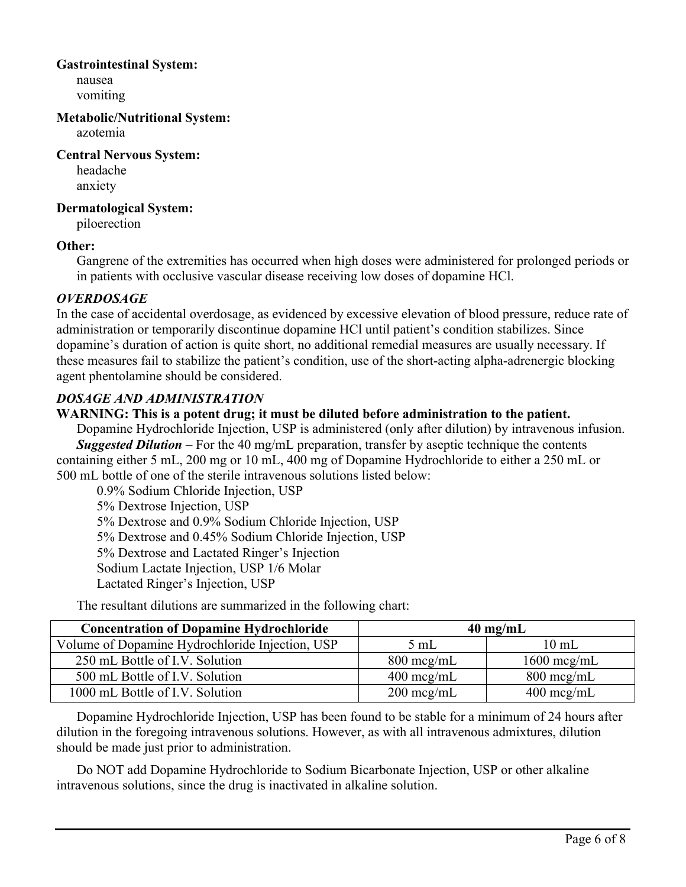**Gastrointestinal System:**

nausea
vomiting

**Metabolic/Nutritional System:**

azotemia

**Central Nervous System:**

headache
anxiety

**Dermatological System:**

piloerection

**Other:**

Gangrene of the extremities has occurred when high doses were administered for prolonged periods or in patients with occlusive vascular disease receiving low doses of dopamine HCl.

### *OVERDOSAGE*

In the case of accidental overdosage, as evidenced by excessive elevation of blood pressure, reduce rate of administration or temporarily discontinue dopamine HCl until patient's condition stabilizes. Since dopamine's duration of action is quite short, no additional remedial measures are usually necessary. If these measures fail to stabilize the patient's condition, use of the short-acting alpha-adrenergic blocking agent phentolamine should be considered.

### *DOSAGE AND ADMINISTRATION*

**WARNING: This is a potent drug; it must be diluted before administration to the patient.**

Dopamine Hydrochloride Injection, USP is administered (only after dilution) by intravenous infusion.

***Suggested Dilution*** – For the 40 mg/mL preparation, transfer by aseptic technique the contents containing either 5 mL, 200 mg or 10 mL, 400 mg of Dopamine Hydrochloride to either a 250 mL or 500 mL bottle of one of the sterile intravenous solutions listed below:

0.9% Sodium Chloride Injection, USP
5% Dextrose Injection, USP
5% Dextrose and 0.9% Sodium Chloride Injection, USP
5% Dextrose and 0.45% Sodium Chloride Injection, USP
5% Dextrose and Lactated Ringer's Injection
Sodium Lactate Injection, USP 1/6 Molar
Lactated Ringer's Injection, USP

The resultant dilutions are summarized in the following chart:

| Concentration of Dopamine Hydrochloride | 40 mg/mL | |
|---|---|---|
| Volume of Dopamine Hydrochloride Injection, USP | 5 mL | 10 mL |
| 250 mL Bottle of I.V. Solution | 800 mcg/mL | 1600 mcg/mL |
| 500 mL Bottle of I.V. Solution | 400 mcg/mL | 800 mcg/mL |
| 1000 mL Bottle of I.V. Solution | 200 mcg/mL | 400 mcg/mL |

Dopamine Hydrochloride Injection, USP has been found to be stable for a minimum of 24 hours after dilution in the foregoing intravenous solutions. However, as with all intravenous admixtures, dilution should be made just prior to administration.

Do NOT add Dopamine Hydrochloride to Sodium Bicarbonate Injection, USP or other alkaline intravenous solutions, since the drug is inactivated in alkaline solution.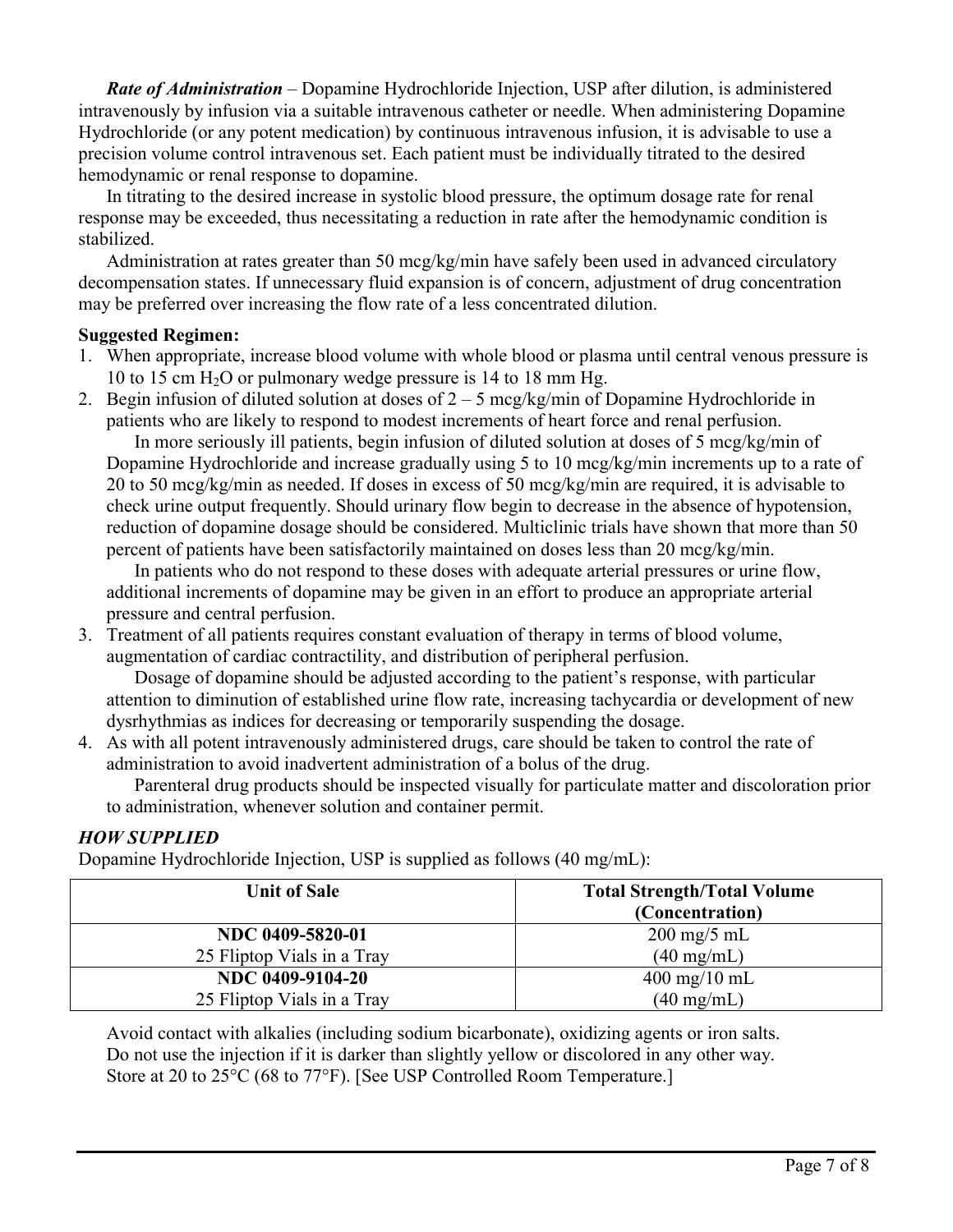***Rate of Administration*** – Dopamine Hydrochloride Injection, USP after dilution, is administered intravenously by infusion via a suitable intravenous catheter or needle. When administering Dopamine Hydrochloride (or any potent medication) by continuous intravenous infusion, it is advisable to use a precision volume control intravenous set. Each patient must be individually titrated to the desired hemodynamic or renal response to dopamine.

In titrating to the desired increase in systolic blood pressure, the optimum dosage rate for renal response may be exceeded, thus necessitating a reduction in rate after the hemodynamic condition is stabilized.

Administration at rates greater than 50 mcg/kg/min have safely been used in advanced circulatory decompensation states. If unnecessary fluid expansion is of concern, adjustment of drug concentration may be preferred over increasing the flow rate of a less concentrated dilution.

**Suggested Regimen:**

1. When appropriate, increase blood volume with whole blood or plasma until central venous pressure is 10 to 15 cm $H_2O$ or pulmonary wedge pressure is 14 to 18 mm Hg.
2. Begin infusion of diluted solution at doses of 2 – 5 mcg/kg/min of Dopamine Hydrochloride in patients who are likely to respond to modest increments of heart force and renal perfusion.

   In more seriously ill patients, begin infusion of diluted solution at doses of 5 mcg/kg/min of Dopamine Hydrochloride and increase gradually using 5 to 10 mcg/kg/min increments up to a rate of 20 to 50 mcg/kg/min as needed. If doses in excess of 50 mcg/kg/min are required, it is advisable to check urine output frequently. Should urinary flow begin to decrease in the absence of hypotension, reduction of dopamine dosage should be considered. Multiclinic trials have shown that more than 50 percent of patients have been satisfactorily maintained on doses less than 20 mcg/kg/min.

   In patients who do not respond to these doses with adequate arterial pressures or urine flow, additional increments of dopamine may be given in an effort to produce an appropriate arterial pressure and central perfusion.
3. Treatment of all patients requires constant evaluation of therapy in terms of blood volume, augmentation of cardiac contractility, and distribution of peripheral perfusion.

   Dosage of dopamine should be adjusted according to the patient's response, with particular attention to diminution of established urine flow rate, increasing tachycardia or development of new dysrhythmias as indices for decreasing or temporarily suspending the dosage.
4. As with all potent intravenously administered drugs, care should be taken to control the rate of administration to avoid inadvertent administration of a bolus of the drug.

   Parenteral drug products should be inspected visually for particulate matter and discoloration prior to administration, whenever solution and container permit.

### *HOW SUPPLIED*

Dopamine Hydrochloride Injection, USP is supplied as follows (40 mg/mL):

| Unit of Sale | Total Strength/Total Volume (Concentration) |
|---|---|
| **NDC 0409-5820-01** 25 Fliptop Vials in a Tray | 200 mg/5 mL (40 mg/mL) |
| **NDC 0409-9104-20** 25 Fliptop Vials in a Tray | 400 mg/10 mL (40 mg/mL) |

Avoid contact with alkalies (including sodium bicarbonate), oxidizing agents or iron salts.
Do not use the injection if it is darker than slightly yellow or discolored in any other way.
Store at 20 to 25°C (68 to 77°F). [See USP Controlled Room Temperature.]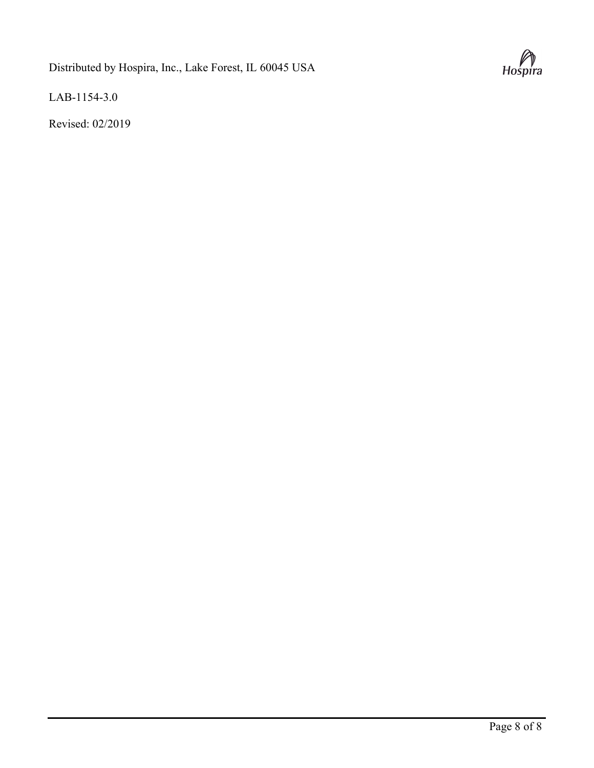Distributed by Hospira, Inc., Lake Forest, IL 60045 USA

LAB-1154-3.0

Revised: 02/2019